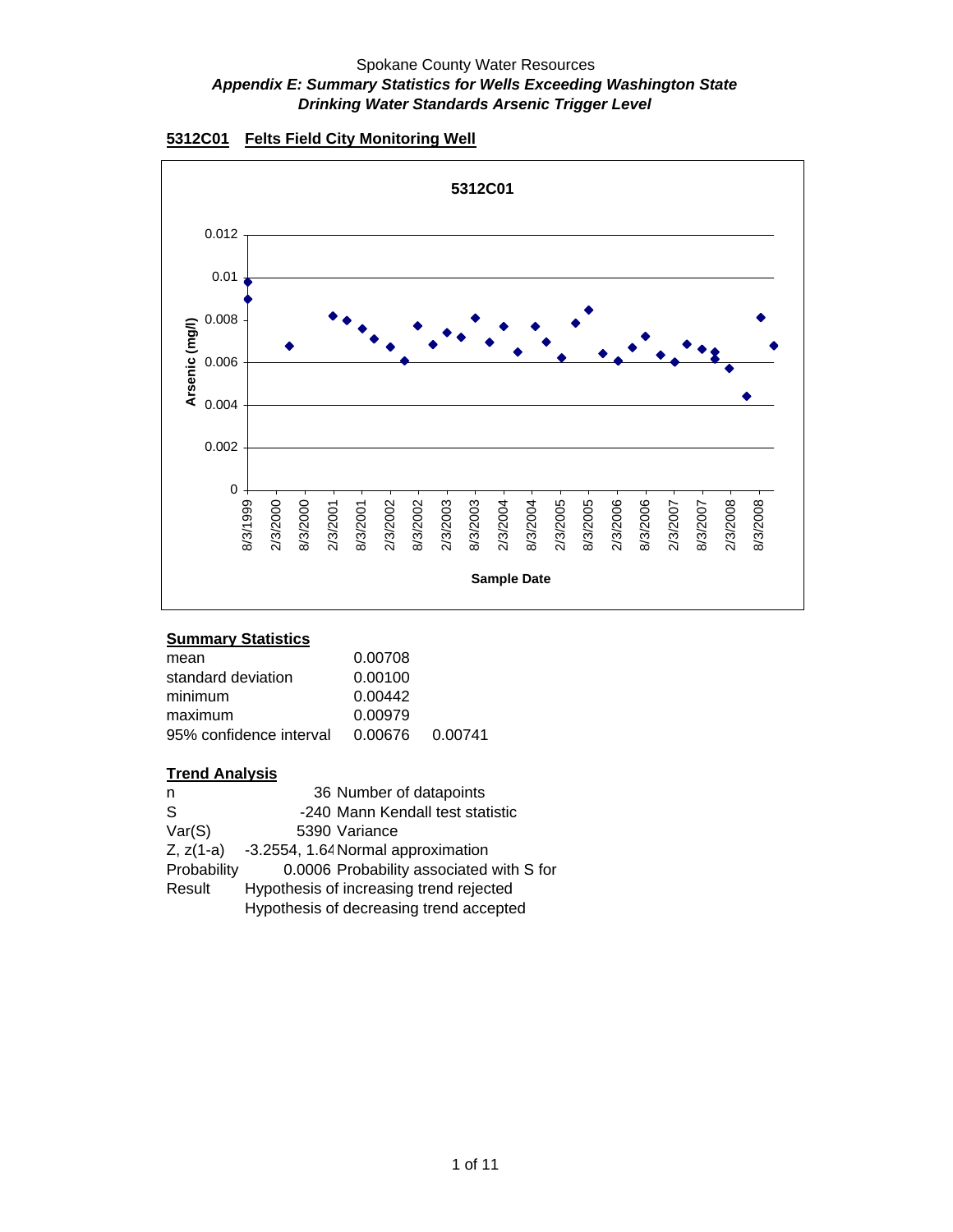Spokane County Water Resources

***Appendix E: Summary Statistics for Wells Exceeding Washington State Drinking Water Standards Arsenic Trigger Level***

**5312C01 Felts Field City Monitoring Well**

**Summary Statistics**

| | | |
|---|---|---|
| mean | 0.00708 | |
| standard deviation | 0.00100 | |
| minimum | 0.00442 | |
| maximum | 0.00979 | |
| 95% confidence interval | 0.00676 | 0.00741 |

**Trend Analysis**

| | | |
|---|---|---|
| n | 36 | Number of datapoints |
| S | -240 | Mann Kendall test statistic |
| Var(S) | 5390 | Variance |
| Z, z(1-a) | -3.2554, 1.64 | Normal approximation |
| Probability | 0.0006 | Probability associated with S for |
| Result | Hypothesis of increasing trend rejected | |
| | Hypothesis of decreasing trend accepted | |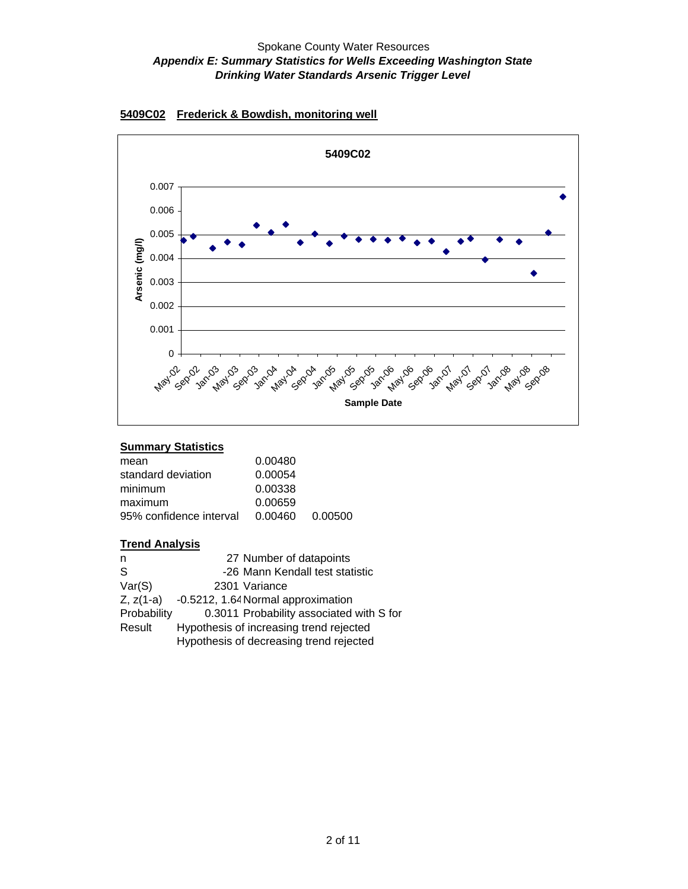Spokane County Water Resources

***Appendix E: Summary Statistics for Wells Exceeding Washington State Drinking Water Standards Arsenic Trigger Level***

**5409C02 Frederick & Bowdish, monitoring well**

## Summary Statistics

| | | |
|---|---|---|
| mean | 0.00480 | |
| standard deviation | 0.00054 | |
| minimum | 0.00338 | |
| maximum | 0.00659 | |
| 95% confidence interval | 0.00460 | 0.00500 |

## Trend Analysis

| | | |
|---|---|---|
| n | 27 | Number of datapoints |
| S | -26 | Mann Kendall test statistic |
| Var(S) | 2301 | Variance |
| Z, z(1-a) | -0.5212, 1.64 | Normal approximation |
| Probability | 0.3011 | Probability associated with S for |
| Result | Hypothesis of increasing trend rejected | |
| | Hypothesis of decreasing trend rejected | |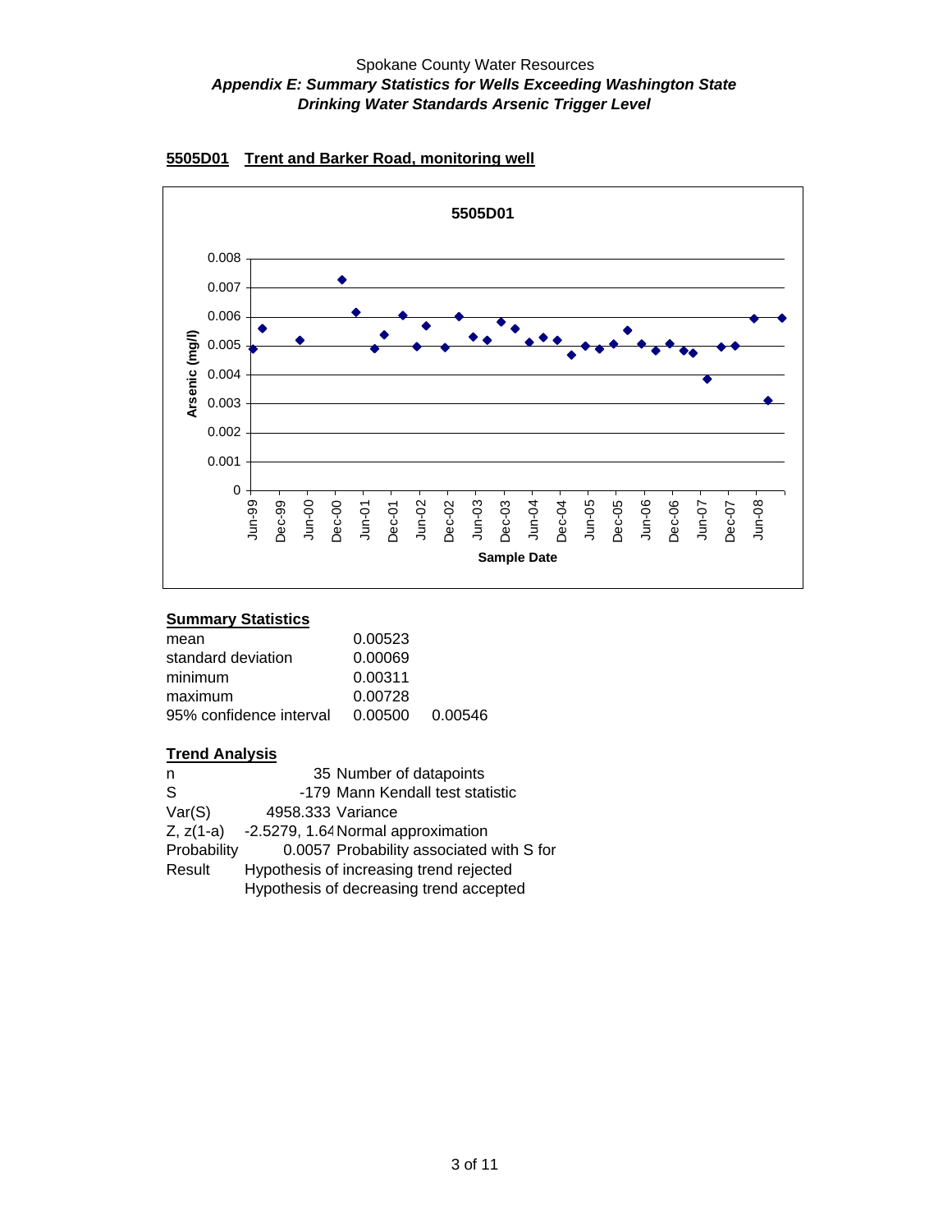Spokane County Water Resources

***Appendix E: Summary Statistics for Wells Exceeding Washington State Drinking Water Standards Arsenic Trigger Level***

**5505D01 Trent and Barker Road, monitoring well**

## Summary Statistics

| | | |
|---|---|---|
| mean | 0.00523 | |
| standard deviation | 0.00069 | |
| minimum | 0.00311 | |
| maximum | 0.00728 | |
| 95% confidence interval | 0.00500 | 0.00546 |

## Trend Analysis

| | | |
|---|---|---|
| n | 35 | Number of datapoints |
| S | -179 | Mann Kendall test statistic |
| Var(S) | 4958.333 | Variance |
| Z, z(1-a) | -2.5279, 1.64 | Normal approximation |
| Probability | 0.0057 | Probability associated with S for |
| Result | Hypothesis of increasing trend rejected | |
| | Hypothesis of decreasing trend accepted | |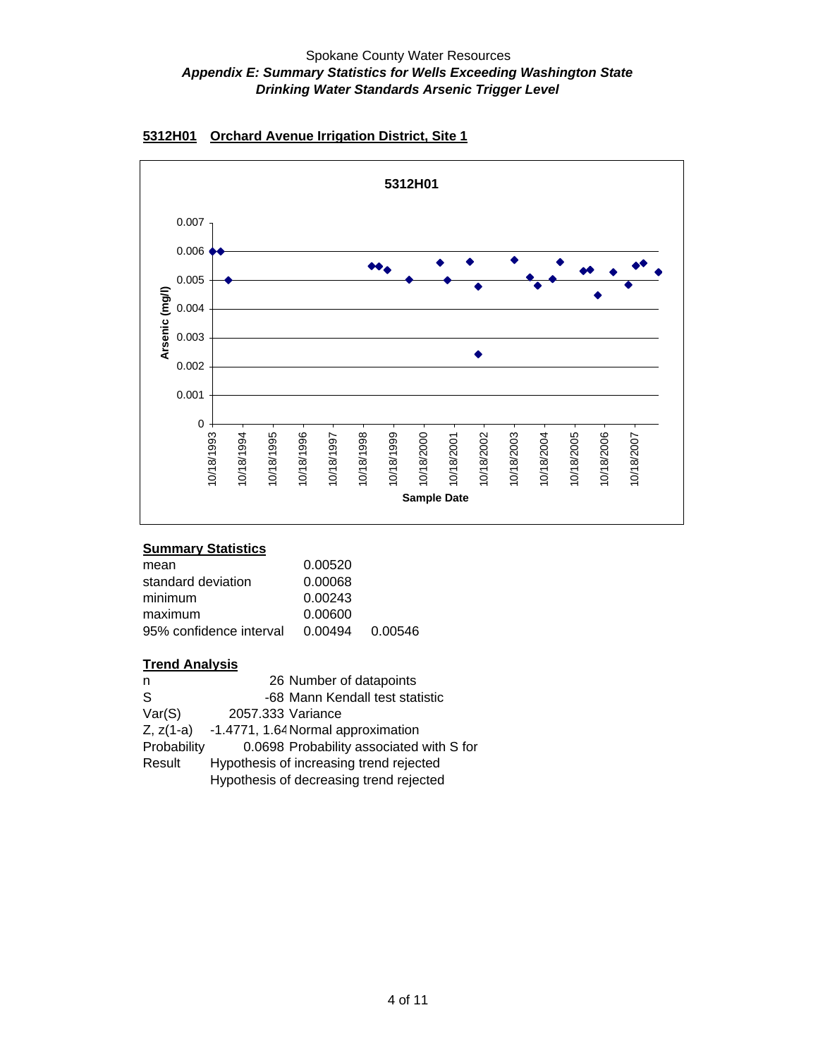Spokane County Water Resources
***Appendix E: Summary Statistics for Wells Exceeding Washington State Drinking Water Standards Arsenic Trigger Level***

## 5312H01 Orchard Avenue Irrigation District, Site 1

**Summary Statistics**

| | | |
|---|---|---|
| mean | 0.00520 | |
| standard deviation | 0.00068 | |
| minimum | 0.00243 | |
| maximum | 0.00600 | |
| 95% confidence interval | 0.00494 | 0.00546 |

**Trend Analysis**

| | | |
|---|---|---|
| n | 26 | Number of datapoints |
| S | -68 | Mann Kendall test statistic |
| Var(S) | 2057.333 | Variance |
| Z, z(1-a) | -1.4771, 1.64 | Normal approximation |
| Probability | 0.0698 | Probability associated with S for |
| Result | Hypothesis of increasing trend rejected | |
| | Hypothesis of decreasing trend rejected | |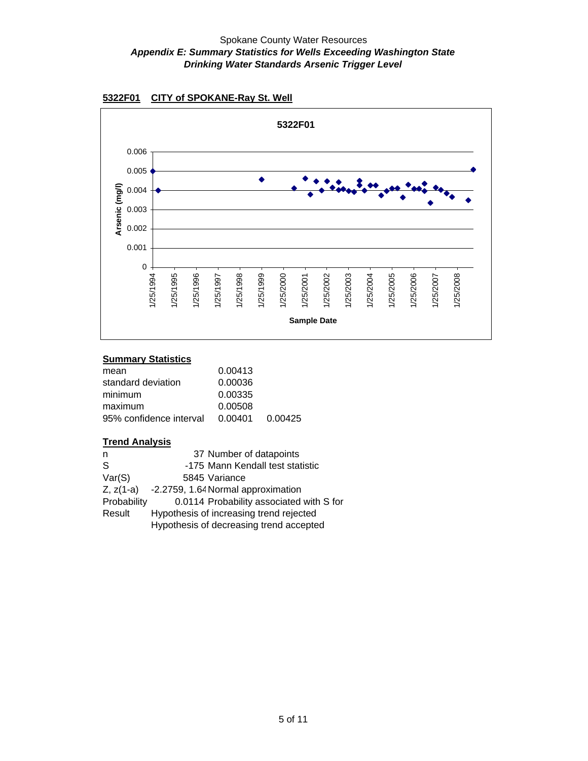# Spokane County Water Resources

***Appendix E: Summary Statistics for Wells Exceeding Washington State Drinking Water Standards Arsenic Trigger Level***

## 5322F01 CITY of SPOKANE-Ray St. Well

### Summary Statistics

| | | |
|---|---|---|
| mean | 0.00413 | |
| standard deviation | 0.00036 | |
| minimum | 0.00335 | |
| maximum | 0.00508 | |
| 95% confidence interval | 0.00401 | 0.00425 |

### Trend Analysis

| | | |
|---|---|---|
| n | 37 | Number of datapoints |
| S | -175 | Mann Kendall test statistic |
| Var(S) | 5845 | Variance |
| Z, z(1-a) | -2.2759, 1.64 | Normal approximation |
| Probability | 0.0114 | Probability associated with S for |
| Result | Hypothesis of increasing trend rejected | |
| | Hypothesis of decreasing trend accepted | |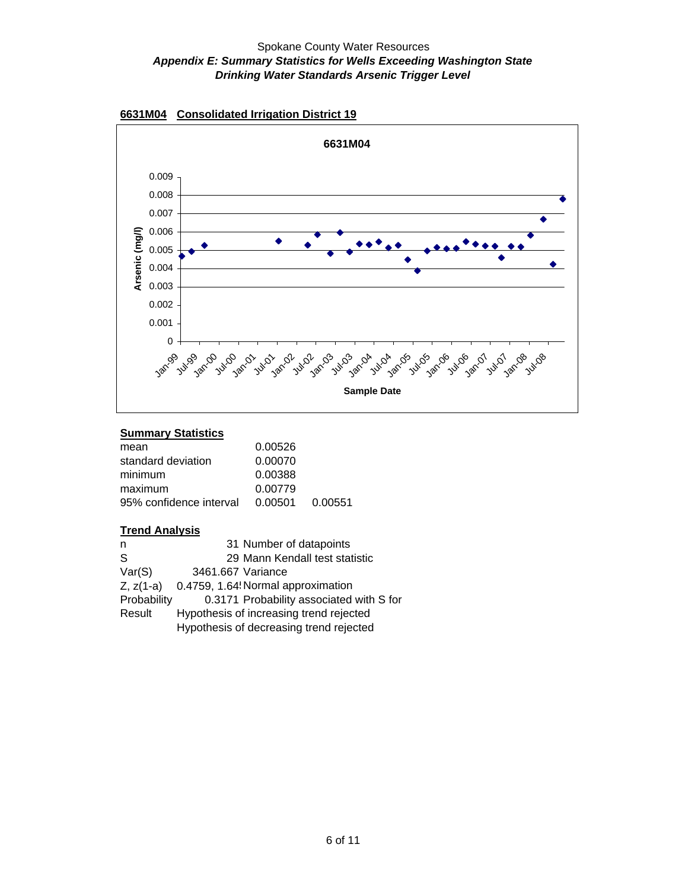Spokane County Water Resources
***Appendix E: Summary Statistics for Wells Exceeding Washington State Drinking Water Standards Arsenic Trigger Level***

## 6631M04 Consolidated Irrigation District 19

### Summary Statistics

| | | |
|---|---|---|
| mean | 0.00526 | |
| standard deviation | 0.00070 | |
| minimum | 0.00388 | |
| maximum | 0.00779 | |
| 95% confidence interval | 0.00501 | 0.00551 |

### Trend Analysis

| | | |
|---|---|---|
| n | 31 | Number of datapoints |
| S | 29 | Mann Kendall test statistic |
| Var(S) | 3461.667 | Variance |
| Z, z(1-a) | 0.4759, 1.64! | Normal approximation |
| Probability | 0.3171 | Probability associated with S for |
| Result | Hypothesis of increasing trend rejected | |
| | Hypothesis of decreasing trend rejected | |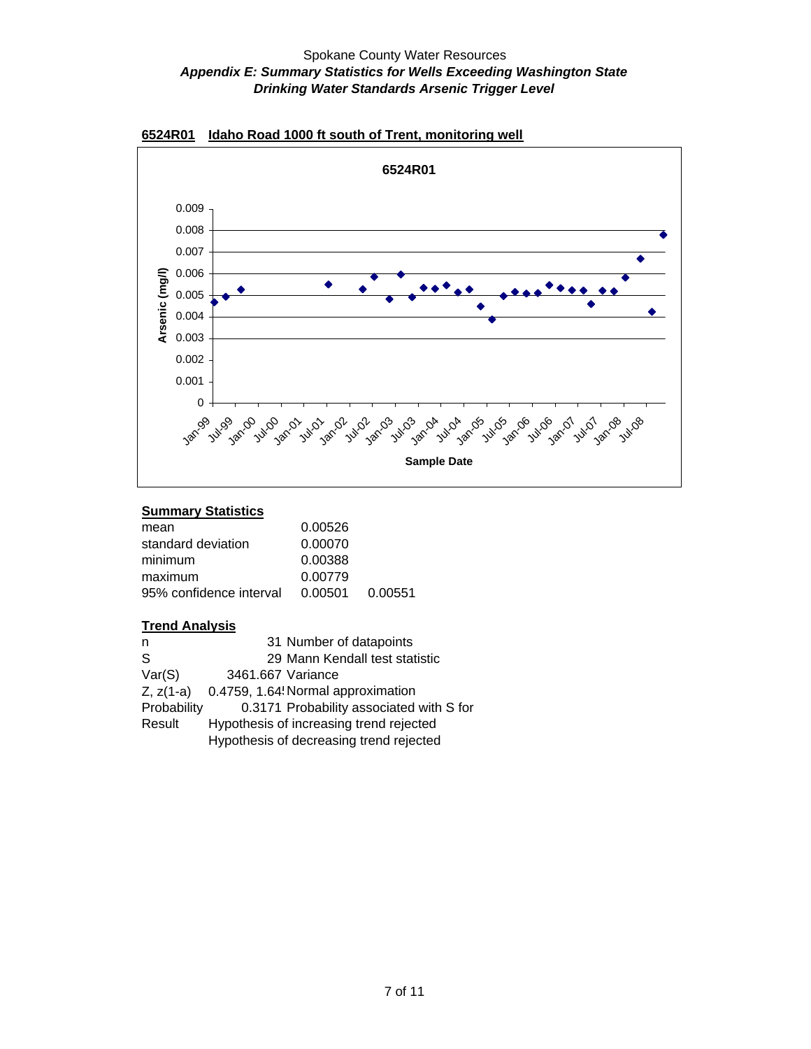Spokane County Water Resources

***Appendix E: Summary Statistics for Wells Exceeding Washington State Drinking Water Standards Arsenic Trigger Level***

## 6524R01 Idaho Road 1000 ft south of Trent, monitoring well

### Summary Statistics

| | | |
|---|---|---|
| mean | 0.00526 | |
| standard deviation | 0.00070 | |
| minimum | 0.00388 | |
| maximum | 0.00779 | |
| 95% confidence interval | 0.00501 | 0.00551 |

### Trend Analysis

| | | |
|---|---|---|
| n | 31 | Number of datapoints |
| S | 29 | Mann Kendall test statistic |
| Var(S) | 3461.667 | Variance |
| Z, z(1-a) | 0.4759, 1.64! | Normal approximation |
| Probability | 0.3171 | Probability associated with S for |
| Result | Hypothesis of increasing trend rejected | |
| | Hypothesis of decreasing trend rejected | |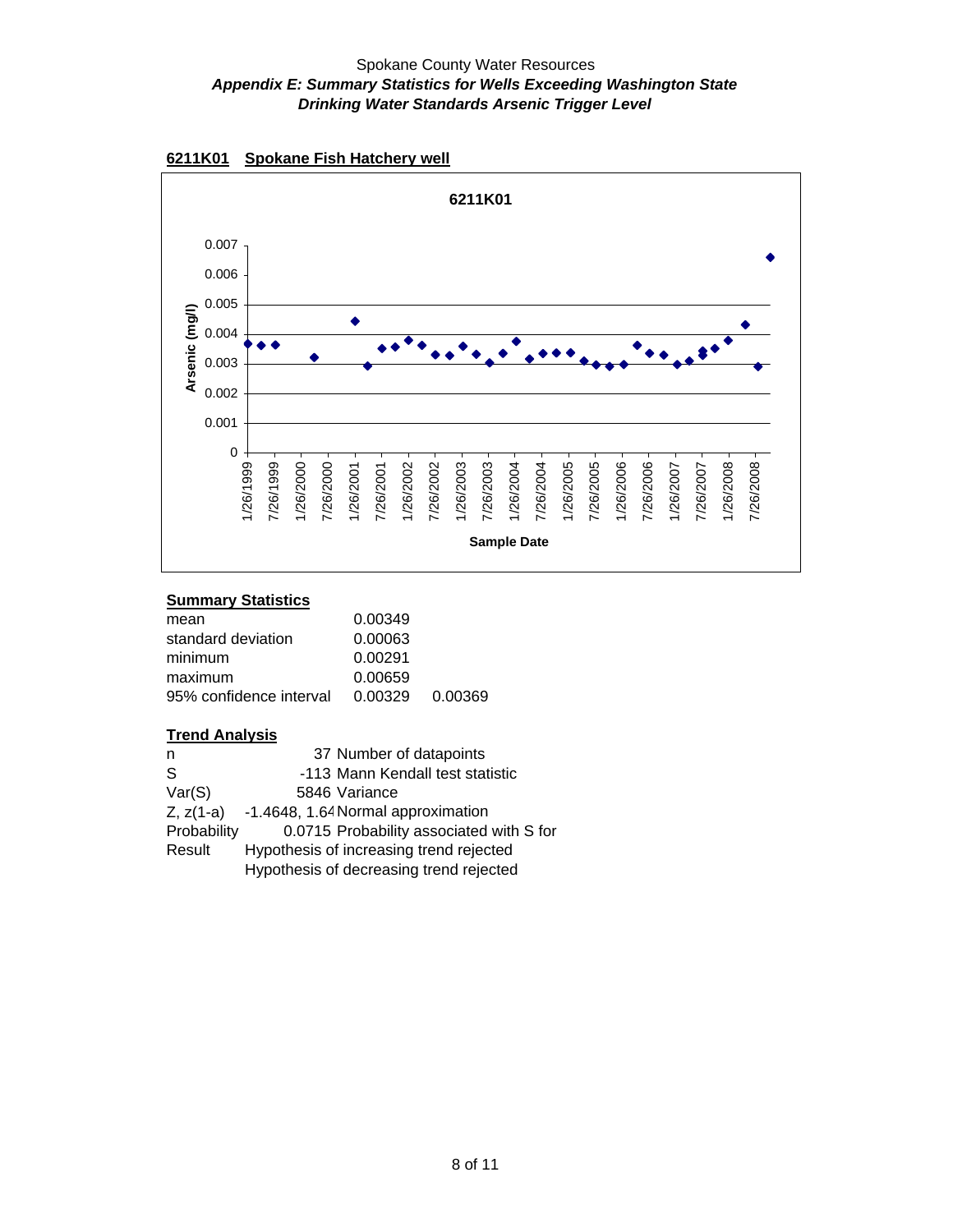Spokane County Water Resources
***Appendix E: Summary Statistics for Wells Exceeding Washington State Drinking Water Standards Arsenic Trigger Level***

**6211K01 Spokane Fish Hatchery well**

**Summary Statistics**

| | | |
|---|---|---|
| mean | 0.00349 | |
| standard deviation | 0.00063 | |
| minimum | 0.00291 | |
| maximum | 0.00659 | |
| 95% confidence interval | 0.00329 | 0.00369 |

**Trend Analysis**

| | | |
|---|---|---|
| n | 37 | Number of datapoints |
| S | -113 | Mann Kendall test statistic |
| Var(S) | 5846 | Variance |
| Z, z(1-a) | -1.4648, 1.64 | Normal approximation |
| Probability | 0.0715 | Probability associated with S for |
| Result | Hypothesis of increasing trend rejected | |
| | Hypothesis of decreasing trend rejected | |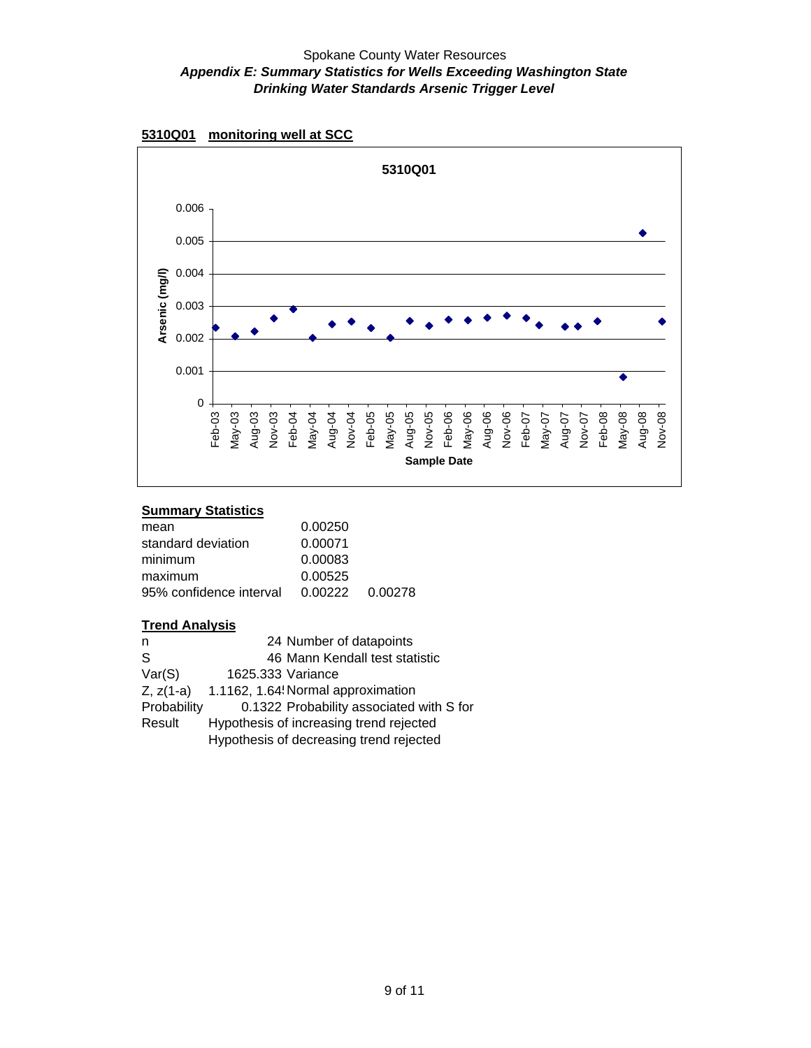Spokane County Water Resources

***Appendix E: Summary Statistics for Wells Exceeding Washington State Drinking Water Standards Arsenic Trigger Level***

**5310Q01 monitoring well at SCC**

**Summary Statistics**

| | | |
|---|---|---|
| mean | 0.00250 | |
| standard deviation | 0.00071 | |
| minimum | 0.00083 | |
| maximum | 0.00525 | |
| 95% confidence interval | 0.00222 | 0.00278 |

**Trend Analysis**

| | | |
|---|---|---|
| n | 24 | Number of datapoints |
| S | 46 | Mann Kendall test statistic |
| Var(S) | 1625.333 | Variance |
| Z, z(1-a) | 1.1162, 1.64! | Normal approximation |
| Probability | 0.1322 | Probability associated with S for |
| Result | Hypothesis of increasing trend rejected | |
| | Hypothesis of decreasing trend rejected | |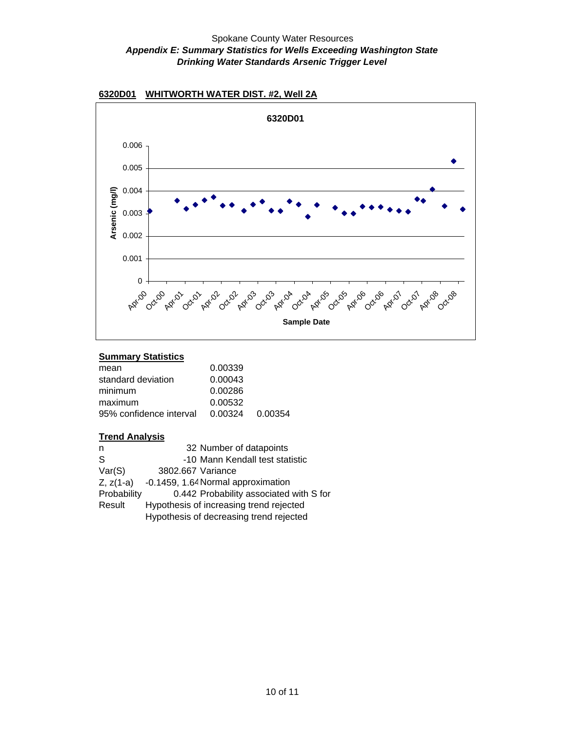Spokane County Water Resources

***Appendix E: Summary Statistics for Wells Exceeding Washington State Drinking Water Standards Arsenic Trigger Level***

**6320D01 WHITWORTH WATER DIST. #2, Well 2A**

## Summary Statistics

| | | |
|---|---|---|
| mean | 0.00339 | |
| standard deviation | 0.00043 | |
| minimum | 0.00286 | |
| maximum | 0.00532 | |
| 95% confidence interval | 0.00324 | 0.00354 |

## Trend Analysis

| | | |
|---|---|---|
| n | 32 | Number of datapoints |
| S | -10 | Mann Kendall test statistic |
| Var(S) | 3802.667 | Variance |
| Z, z(1-a) | -0.1459, 1.64 | Normal approximation |
| Probability | 0.442 | Probability associated with S for |
| Result | Hypothesis of increasing trend rejected | |
| | Hypothesis of decreasing trend rejected | |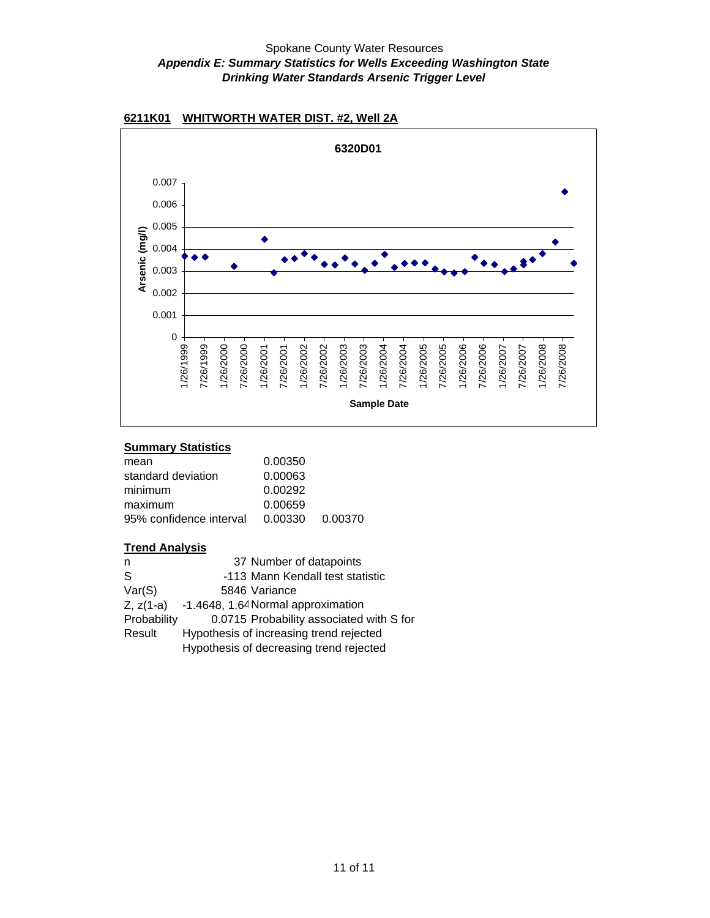**6211K01 WHITWORTH WATER DIST. #2, Well 2A**

6320D01

0.007
0.006
0.005
0.004
0.003
0.002
0.001
0

Arsenic (mg/l)

1/26/1999
7/26/1999
1/26/2000
7/26/2000
1/26/2001
7/26/2001
1/26/2002
7/26/2002
1/26/2003
7/26/2003
1/26/2004
7/26/2004
1/26/2005
7/26/2005
1/26/2006
7/26/2006
1/26/2007
7/26/2007
1/26/2008
7/26/2008

Sample Date

**Summary Statistics**

| | | |
|---|---|---|
| mean | 0.00350 | |
| standard deviation | 0.00063 | |
| minimum | 0.00292 | |
| maximum | 0.00659 | |
| 95% confidence interval | 0.00330 | 0.00370 |

**Trend Analysis**

| | | |
|---|---|---|
| n | 37 | Number of datapoints |
| S | -113 | Mann Kendall test statistic |
| Var(S) | 5846 | Variance |
| Z, z(1-a) | -1.4648, 1.64 | Normal approximation |
| Probability | 0.0715 | Probability associated with S for |
| Result | Hypothesis of increasing trend rejected | |
| | Hypothesis of decreasing trend rejected | |